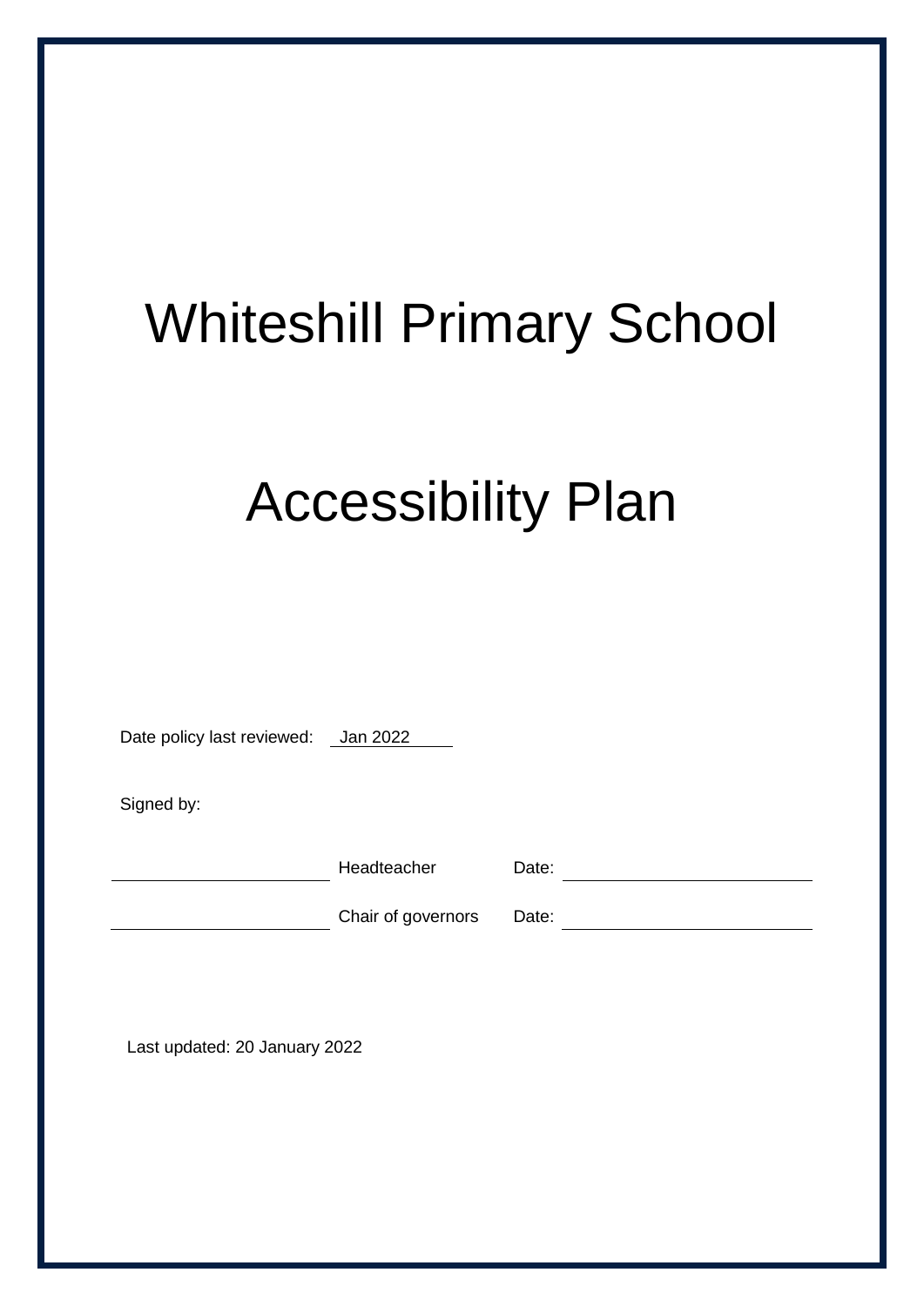# Whiteshill Primary School

# Accessibility Plan

Date policy last reviewed: Jan 2022

Signed by:

| | | | |
|---|---|---|---|
| ____________________ | Headteacher | Date: | ____________________ |
| ____________________ | Chair of governors | Date: | ____________________ |

Last updated: 20 January 2022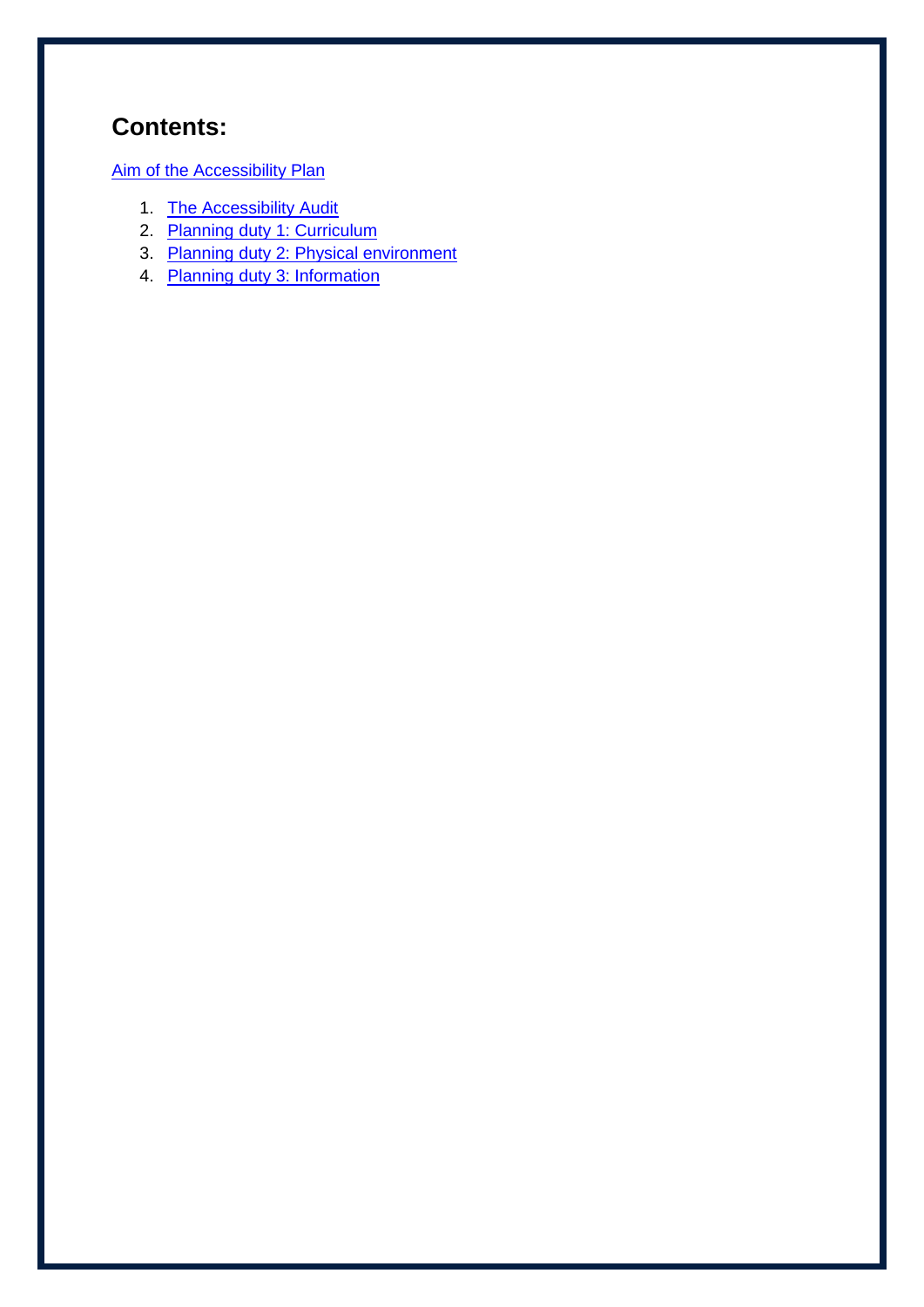## Contents:

Aim of the Accessibility Plan

1. The Accessibility Audit
2. Planning duty 1: Curriculum
3. Planning duty 2: Physical environment
4. Planning duty 3: Information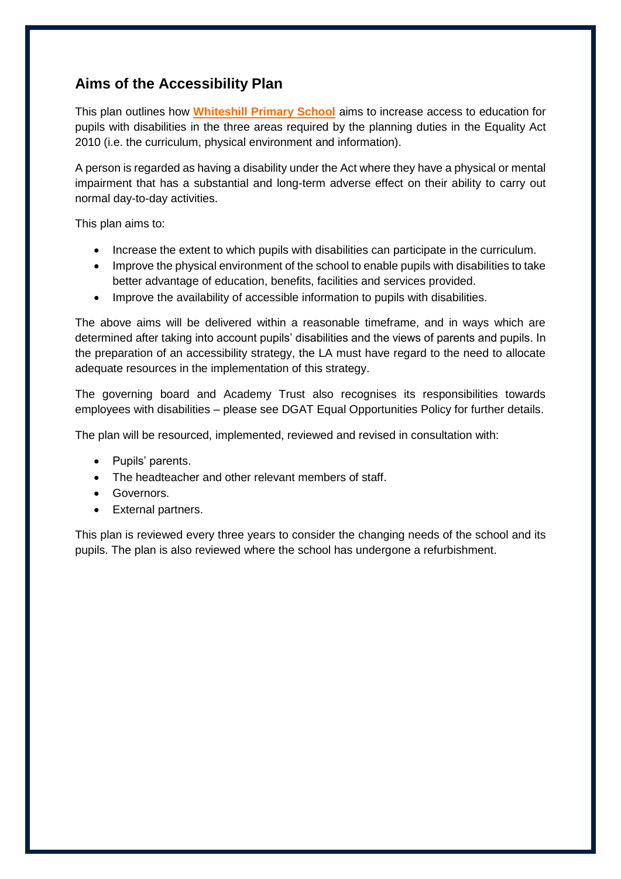## Aims of the Accessibility Plan

This plan outlines how **Whiteshill Primary School** aims to increase access to education for pupils with disabilities in the three areas required by the planning duties in the Equality Act 2010 (i.e. the curriculum, physical environment and information).

A person is regarded as having a disability under the Act where they have a physical or mental impairment that has a substantial and long-term adverse effect on their ability to carry out normal day-to-day activities.

This plan aims to:

- Increase the extent to which pupils with disabilities can participate in the curriculum.
- Improve the physical environment of the school to enable pupils with disabilities to take better advantage of education, benefits, facilities and services provided.
- Improve the availability of accessible information to pupils with disabilities.

The above aims will be delivered within a reasonable timeframe, and in ways which are determined after taking into account pupils' disabilities and the views of parents and pupils. In the preparation of an accessibility strategy, the LA must have regard to the need to allocate adequate resources in the implementation of this strategy.

The governing board and Academy Trust also recognises its responsibilities towards employees with disabilities – please see DGAT Equal Opportunities Policy for further details.

The plan will be resourced, implemented, reviewed and revised in consultation with:

- Pupils' parents.
- The headteacher and other relevant members of staff.
- Governors.
- External partners.

This plan is reviewed every three years to consider the changing needs of the school and its pupils. The plan is also reviewed where the school has undergone a refurbishment.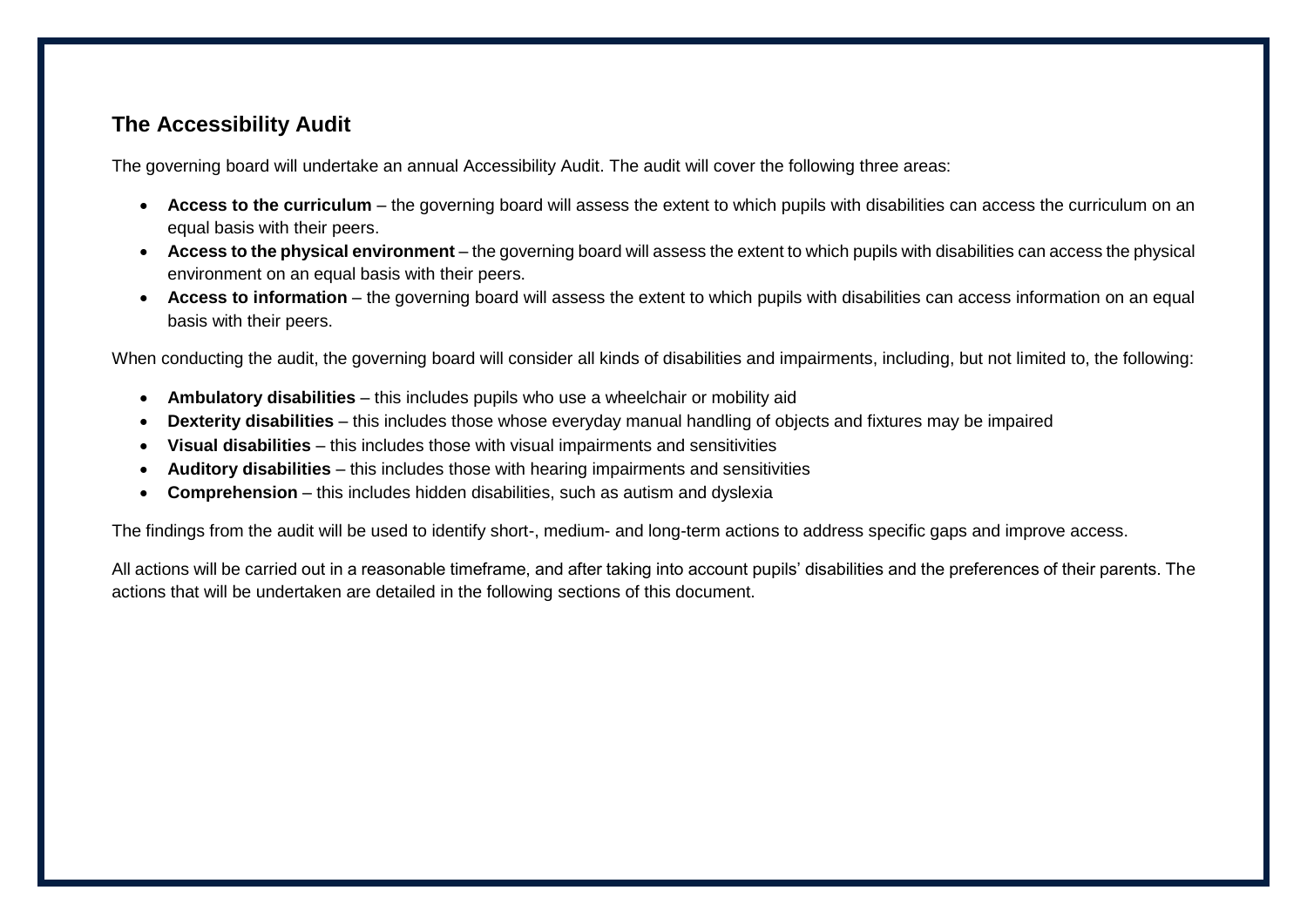## The Accessibility Audit

The governing board will undertake an annual Accessibility Audit. The audit will cover the following three areas:

- **Access to the curriculum** – the governing board will assess the extent to which pupils with disabilities can access the curriculum on an equal basis with their peers.
- **Access to the physical environment** – the governing board will assess the extent to which pupils with disabilities can access the physical environment on an equal basis with their peers.
- **Access to information** – the governing board will assess the extent to which pupils with disabilities can access information on an equal basis with their peers.

When conducting the audit, the governing board will consider all kinds of disabilities and impairments, including, but not limited to, the following:

- **Ambulatory disabilities** – this includes pupils who use a wheelchair or mobility aid
- **Dexterity disabilities** – this includes those whose everyday manual handling of objects and fixtures may be impaired
- **Visual disabilities** – this includes those with visual impairments and sensitivities
- **Auditory disabilities** – this includes those with hearing impairments and sensitivities
- **Comprehension** – this includes hidden disabilities, such as autism and dyslexia

The findings from the audit will be used to identify short-, medium- and long-term actions to address specific gaps and improve access.

All actions will be carried out in a reasonable timeframe, and after taking into account pupils' disabilities and the preferences of their parents. The actions that will be undertaken are detailed in the following sections of this document.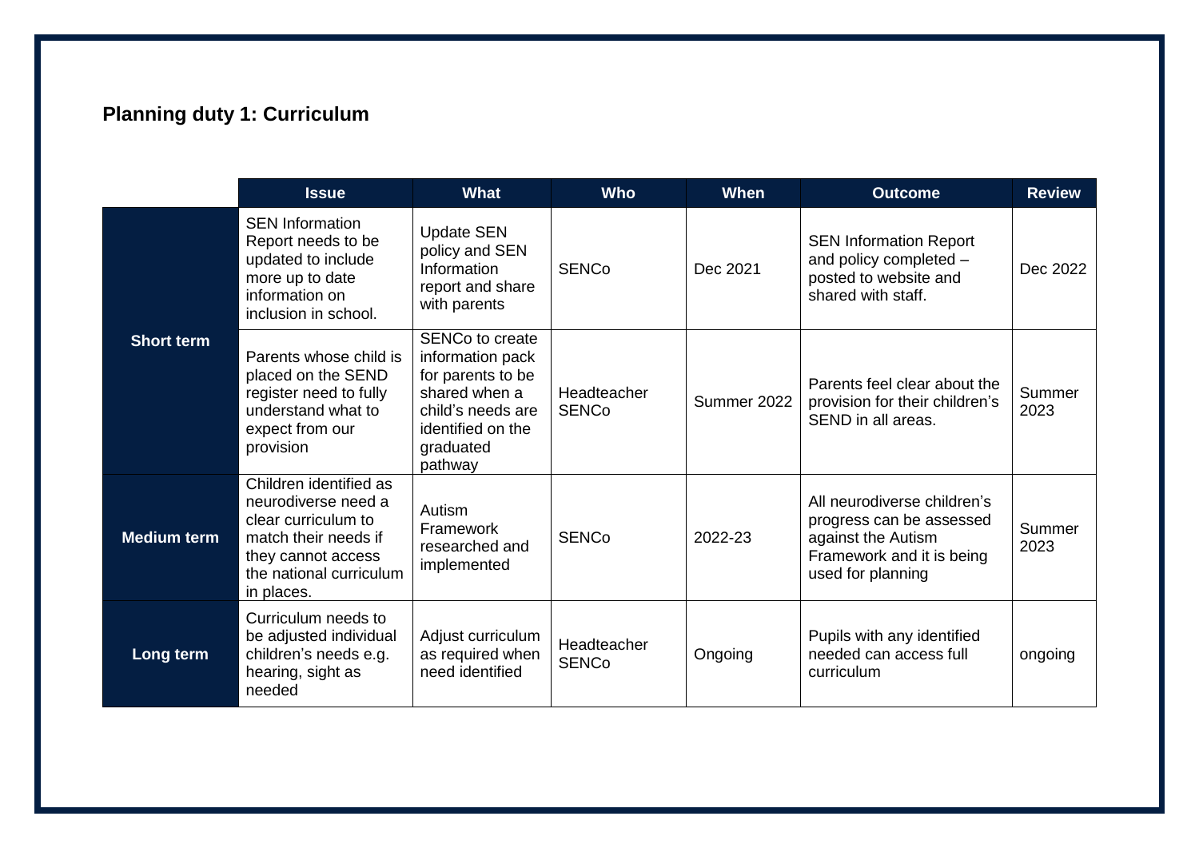## Planning duty 1: Curriculum

| | Issue | What | Who | When | Outcome | Review |
|---|---|---|---|---|---|---|
| **Short term** | SEN Information Report needs to be updated to include more up to date information on inclusion in school. | Update SEN policy and SEN Information report and share with parents | SENCo | Dec 2021 | SEN Information Report and policy completed – posted to website and shared with staff. | Dec 2022 |
| | Parents whose child is placed on the SEND register need to fully understand what to expect from our provision | SENCo to create information pack for parents to be shared when a child's needs are identified on the graduated pathway | Headteacher SENCo | Summer 2022 | Parents feel clear about the provision for their children's SEND in all areas. | Summer 2023 |
| **Medium term** | Children identified as neurodiverse need a clear curriculum to match their needs if they cannot access the national curriculum in places. | Autism Framework researched and implemented | SENCo | 2022-23 | All neurodiverse children's progress can be assessed against the Autism Framework and it is being used for planning | Summer 2023 |
| **Long term** | Curriculum needs to be adjusted individual children's needs e.g. hearing, sight as needed | Adjust curriculum as required when need identified | Headteacher SENCo | Ongoing | Pupils with any identified needed can access full curriculum | ongoing |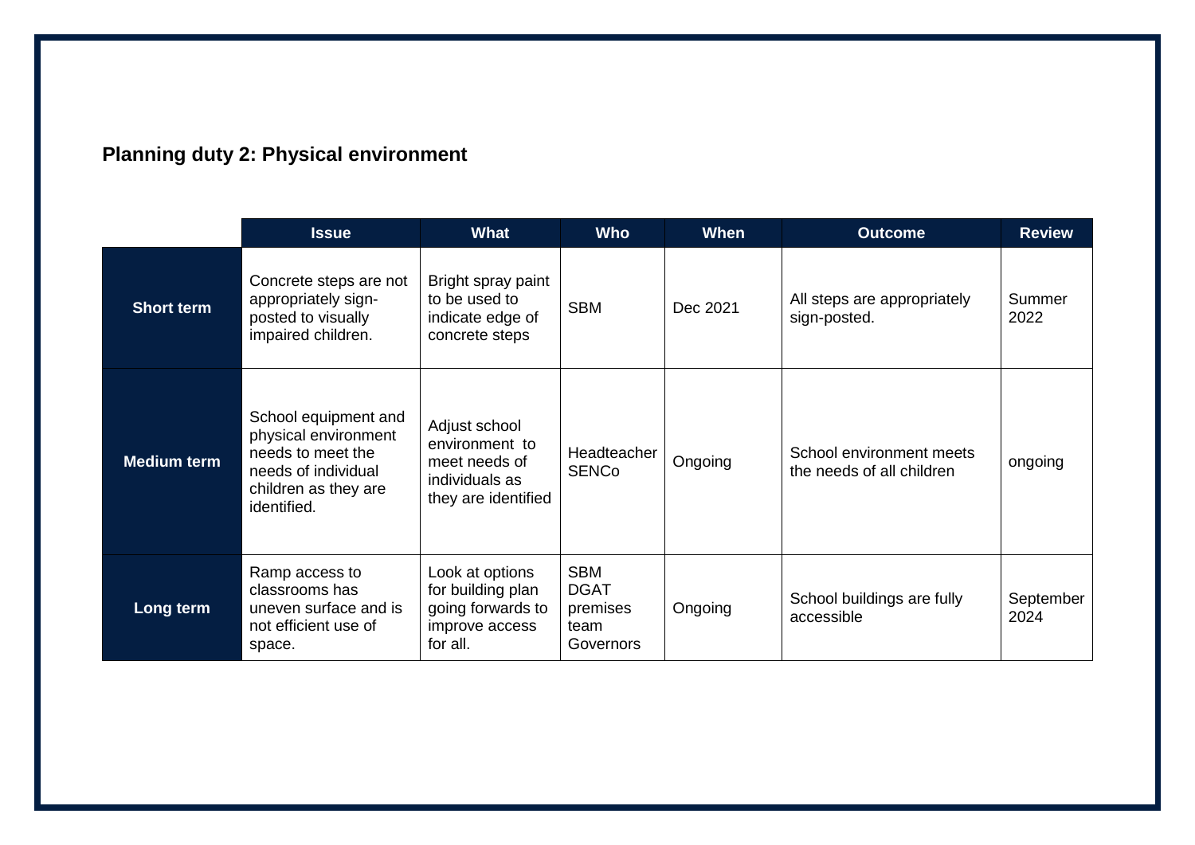## Planning duty 2: Physical environment

| | Issue | What | Who | When | Outcome | Review |
|---|---|---|---|---|---|---|
| **Short term** | Concrete steps are not appropriately sign-posted to visually impaired children. | Bright spray paint to be used to indicate edge of concrete steps | SBM | Dec 2021 | All steps are appropriately sign-posted. | Summer 2022 |
| **Medium term** | School equipment and physical environment needs to meet the needs of individual children as they are identified. | Adjust school environment to meet needs of individuals as they are identified | Headteacher SENCo | Ongoing | School environment meets the needs of all children | ongoing |
| **Long term** | Ramp access to classrooms has uneven surface and is not efficient use of space. | Look at options for building plan going forwards to improve access for all. | SBM DGAT premises team Governors | Ongoing | School buildings are fully accessible | September 2024 |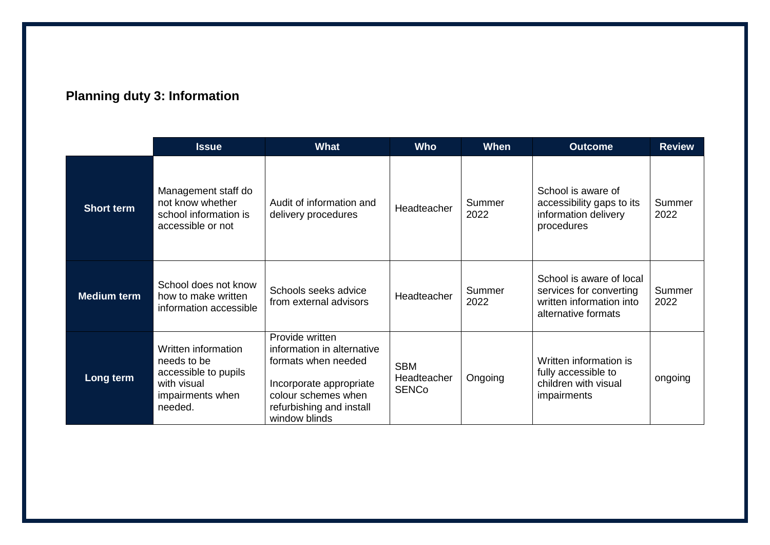## Planning duty 3: Information

| | Issue | What | Who | When | Outcome | Review |
|---|---|---|---|---|---|---|
| **Short term** | Management staff do not know whether school information is accessible or not | Audit of information and delivery procedures | Headteacher | Summer 2022 | School is aware of accessibility gaps to its information delivery procedures | Summer 2022 |
| **Medium term** | School does not know how to make written information accessible | Schools seeks advice from external advisors | Headteacher | Summer 2022 | School is aware of local services for converting written information into alternative formats | Summer 2022 |
| **Long term** | Written information needs to be accessible to pupils with visual impairments when needed. | Provide written information in alternative formats when needed<br><br>Incorporate appropriate colour schemes when refurbishing and install window blinds | SBM<br>Headteacher<br>SENCo | Ongoing | Written information is fully accessible to children with visual impairments | ongoing |